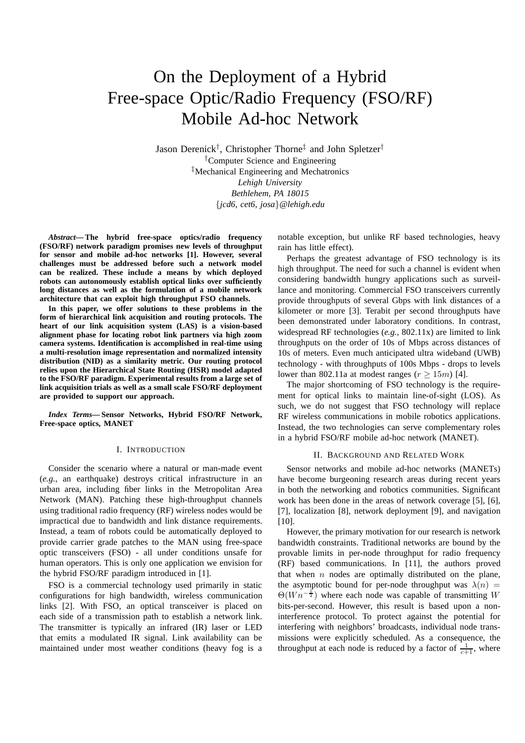# On the Deployment of a Hybrid Free-space Optic/Radio Frequency (FSO/RF) Mobile Ad-hoc Network

Jason Derenick[†], Christopher Thorne[‡] and John Spletzer[†]

[†]Computer Science and Engineering

[‡]Mechanical Engineering and Mechatronics

*Lehigh University*

*Bethlehem, PA 18015*

{*jcd6, cet6, josa*}*@lehigh.edu*

***Abstract*— The hybrid free-space optics/radio frequency (FSO/RF) network paradigm promises new levels of throughput for sensor and mobile ad-hoc networks [1]. However, several challenges must be addressed before such a network model can be realized. These include a means by which deployed robots can autonomously establish optical links over sufficiently long distances as well as the formulation of a mobile network architecture that can exploit high throughput FSO channels.**

**In this paper, we offer solutions to these problems in the form of hierarchical link acquisition and routing protocols. The heart of our link acquisition system (LAS) is a vision-based alignment phase for locating robot link partners via high zoom camera systems. Identification is accomplished in real-time using a multi-resolution image representation and normalized intensity distribution (NID) as a similarity metric. Our routing protocol relies upon the Hierarchical State Routing (HSR) model adapted to the FSO/RF paradigm. Experimental results from a large set of link acquisition trials as well as a small scale FSO/RF deployment are provided to support our approach.**

***Index Terms*— Sensor Networks, Hybrid FSO/RF Network, Free-space optics, MANET**

## I. Introduction

Consider the scenario where a natural or man-made event (*e.g.*, an earthquake) destroys critical infrastructure in an urban area, including fiber links in the Metropolitan Area Network (MAN). Patching these high-throughput channels using traditional radio frequency (RF) wireless nodes would be impractical due to bandwidth and link distance requirements. Instead, a team of robots could be automatically deployed to provide carrier grade patches to the MAN using free-space optic transceivers (FSO) - all under conditions unsafe for human operators. This is only one application we envision for the hybrid FSO/RF paradigm introduced in [1].

FSO is a commercial technology used primarily in static configurations for high bandwidth, wireless communication links [2]. With FSO, an optical transceiver is placed on each side of a transmission path to establish a network link. The transmitter is typically an infrared (IR) laser or LED that emits a modulated IR signal. Link availability can be maintained under most weather conditions (heavy fog is a notable exception, but unlike RF based technologies, heavy rain has little effect).

Perhaps the greatest advantage of FSO technology is its high throughput. The need for such a channel is evident when considering bandwidth hungry applications such as surveillance and monitoring. Commercial FSO transceivers currently provide throughputs of several Gbps with link distances of a kilometer or more [3]. Terabit per second throughputs have been demonstrated under laboratory conditions. In contrast, widespread RF technologies (*e.g.*, 802.11x) are limited to link throughputs on the order of 10s of Mbps across distances of 10s of meters. Even much anticipated ultra wideband (UWB) technology - with throughputs of 100s Mbps - drops to levels lower than 802.11a at modest ranges ($r \geq 15m$) [4].

The major shortcoming of FSO technology is the requirement for optical links to maintain line-of-sight (LOS). As such, we do not suggest that FSO technology will replace RF wireless communications in mobile robotics applications. Instead, the two technologies can serve complementary roles in a hybrid FSO/RF mobile ad-hoc network (MANET).

## II. Background and Related Work

Sensor networks and mobile ad-hoc networks (MANETs) have become burgeoning research areas during recent years in both the networking and robotics communities. Significant work has been done in the areas of network coverage [5], [6], [7], localization [8], network deployment [9], and navigation [10].

However, the primary motivation for our research is network bandwidth constraints. Traditional networks are bound by the provable limits in per-node throughput for radio frequency (RF) based communications. In [11], the authors proved that when $n$ nodes are optimally distributed on the plane, the asymptotic bound for per-node throughput was $\lambda(n) = \Theta(Wn^{-\frac{1}{2}})$ where each node was capable of transmitting $W$ bits-per-second. However, this result is based upon a non-interference protocol. To protect against the potential for interfering with neighbors' broadcasts, individual node transmissions were explicitly scheduled. As a consequence, the throughput at each node is reduced by a factor of $\frac{1}{c+1}$, where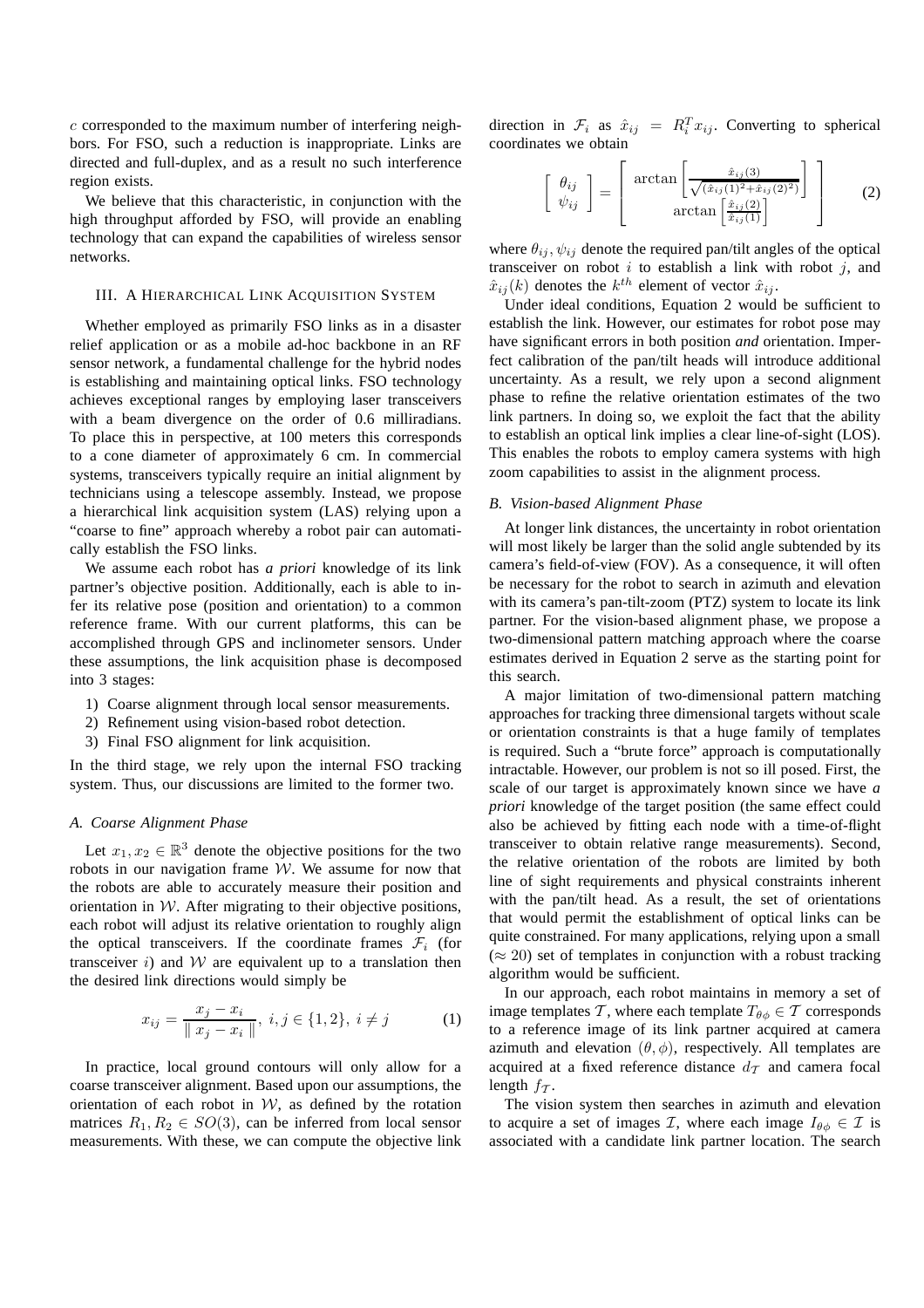$c$ corresponded to the maximum number of interfering neighbors. For FSO, such a reduction is inappropriate. Links are directed and full-duplex, and as a result no such interference region exists.

We believe that this characteristic, in conjunction with the high throughput afforded by FSO, will provide an enabling technology that can expand the capabilities of wireless sensor networks.

## III. A Hierarchical Link Acquisition System

Whether employed as primarily FSO links as in a disaster relief application or as a mobile ad-hoc backbone in an RF sensor network, a fundamental challenge for the hybrid nodes is establishing and maintaining optical links. FSO technology achieves exceptional ranges by employing laser transceivers with a beam divergence on the order of 0.6 milliradians. To place this in perspective, at 100 meters this corresponds to a cone diameter of approximately 6 cm. In commercial systems, transceivers typically require an initial alignment by technicians using a telescope assembly. Instead, we propose a hierarchical link acquisition system (LAS) relying upon a "coarse to fine" approach whereby a robot pair can automatically establish the FSO links.

We assume each robot has *a priori* knowledge of its link partner's objective position. Additionally, each is able to infer its relative pose (position and orientation) to a common reference frame. With our current platforms, this can be accomplished through GPS and inclinometer sensors. Under these assumptions, the link acquisition phase is decomposed into 3 stages:

1) Coarse alignment through local sensor measurements.
2) Refinement using vision-based robot detection.
3) Final FSO alignment for link acquisition.

In the third stage, we rely upon the internal FSO tracking system. Thus, our discussions are limited to the former two.

### A. Coarse Alignment Phase

Let $x_1, x_2 \in \mathbb{R}^3$ denote the objective positions for the two robots in our navigation frame $\mathcal{W}$. We assume for now that the robots are able to accurately measure their position and orientation in $\mathcal{W}$. After migrating to their objective positions, each robot will adjust its relative orientation to roughly align the optical transceivers. If the coordinate frames $\mathcal{F}_i$ (for transceiver $i$) and $\mathcal{W}$ are equivalent up to a translation then the desired link directions would simply be

$$x_{ij} = \frac{x_j - x_i}{\parallel x_j - x_i \parallel},\ i,j \in \{1,2\},\ i \neq j \tag{1}$$

In practice, local ground contours will only allow for a coarse transceiver alignment. Based upon our assumptions, the orientation of each robot in $\mathcal{W}$, as defined by the rotation matrices $R_1, R_2 \in SO(3)$, can be inferred from local sensor measurements. With these, we can compute the objective link direction in $\mathcal{F}_i$ as $\hat{x}_{ij} = R_i^T x_{ij}$. Converting to spherical coordinates we obtain

$$\begin{bmatrix} \theta_{ij} \\ \psi_{ij} \end{bmatrix} = \begin{bmatrix} \arctan\left[\frac{\hat{x}_{ij}(3)}{\sqrt{(\hat{x}_{ij}(1)^2 + \hat{x}_{ij}(2)^2)}}\right] \\ \arctan\left[\frac{\hat{x}_{ij}(2)}{\hat{x}_{ij}(1)}\right] \end{bmatrix} \tag{2}$$

where $\theta_{ij}, \psi_{ij}$ denote the required pan/tilt angles of the optical transceiver on robot $i$ to establish a link with robot $j$, and $\hat{x}_{ij}(k)$ denotes the $k^{th}$ element of vector $\hat{x}_{ij}$.

Under ideal conditions, Equation 2 would be sufficient to establish the link. However, our estimates for robot pose may have significant errors in both position *and* orientation. Imperfect calibration of the pan/tilt heads will introduce additional uncertainty. As a result, we rely upon a second alignment phase to refine the relative orientation estimates of the two link partners. In doing so, we exploit the fact that the ability to establish an optical link implies a clear line-of-sight (LOS). This enables the robots to employ camera systems with high zoom capabilities to assist in the alignment process.

### B. Vision-based Alignment Phase

At longer link distances, the uncertainty in robot orientation will most likely be larger than the solid angle subtended by its camera's field-of-view (FOV). As a consequence, it will often be necessary for the robot to search in azimuth and elevation with its camera's pan-tilt-zoom (PTZ) system to locate its link partner. For the vision-based alignment phase, we propose a two-dimensional pattern matching approach where the coarse estimates derived in Equation 2 serve as the starting point for this search.

A major limitation of two-dimensional pattern matching approaches for tracking three dimensional targets without scale or orientation constraints is that a huge family of templates is required. Such a "brute force" approach is computationally intractable. However, our problem is not so ill posed. First, the scale of our target is approximately known since we have *a priori* knowledge of the target position (the same effect could also be achieved by fitting each node with a time-of-flight transceiver to obtain relative range measurements). Second, the relative orientation of the robots are limited by both line of sight requirements and physical constraints inherent with the pan/tilt head. As a result, the set of orientations that would permit the establishment of optical links can be quite constrained. For many applications, relying upon a small ($\approx 20$) set of templates in conjunction with a robust tracking algorithm would be sufficient.

In our approach, each robot maintains in memory a set of image templates $\mathcal{T}$, where each template $T_{\theta\phi} \in \mathcal{T}$ corresponds to a reference image of its link partner acquired at camera azimuth and elevation $(\theta, \phi)$, respectively. All templates are acquired at a fixed reference distance $d_{\mathcal{T}}$ and camera focal length $f_{\mathcal{T}}$.

The vision system then searches in azimuth and elevation to acquire a set of images $\mathcal{I}$, where each image $I_{\theta\phi} \in \mathcal{I}$ is associated with a candidate link partner location. The search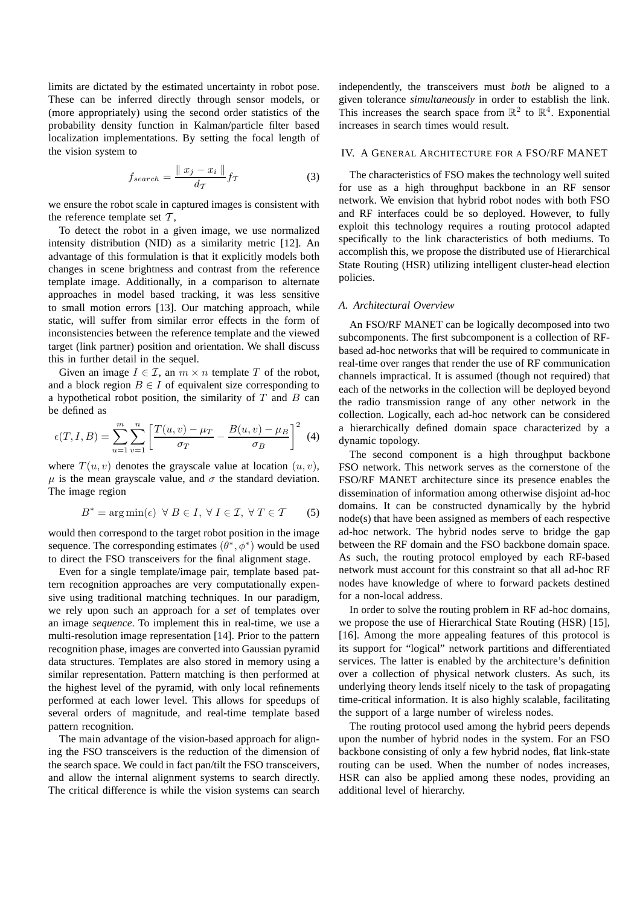limits are dictated by the estimated uncertainty in robot pose. These can be inferred directly through sensor models, or (more appropriately) using the second order statistics of the probability density function in Kalman/particle filter based localization implementations. By setting the focal length of the vision system to

$$f_{search} = \frac{\| x_j - x_i \|}{d_{\mathcal{T}}} f_{\mathcal{T}} \tag{3}$$

we ensure the robot scale in captured images is consistent with the reference template set $\mathcal{T}$,

To detect the robot in a given image, we use normalized intensity distribution (NID) as a similarity metric [12]. An advantage of this formulation is that it explicitly models both changes in scene brightness and contrast from the reference template image. Additionally, in a comparison to alternate approaches in model based tracking, it was less sensitive to small motion errors [13]. Our matching approach, while static, will suffer from similar error effects in the form of inconsistencies between the reference template and the viewed target (link partner) position and orientation. We shall discuss this in further detail in the sequel.

Given an image $I \in \mathcal{I}$, an $m \times n$ template $T$ of the robot, and a block region $B \in I$ of equivalent size corresponding to a hypothetical robot position, the similarity of $T$ and $B$ can be defined as

$$\epsilon(T, I, B) = \sum_{u=1}^{m} \sum_{v=1}^{n} \left[ \frac{T(u,v) - \mu_T}{\sigma_T} - \frac{B(u,v) - \mu_B}{\sigma_B} \right]^2 \tag{4}$$

where $T(u,v)$ denotes the grayscale value at location $(u,v)$, $\mu$ is the mean grayscale value, and $\sigma$ the standard deviation. The image region

$$B^* = \arg\min(\epsilon) \;\; \forall\, B \in I, \; \forall\, I \in \mathcal{I}, \; \forall\, T \in \mathcal{T} \tag{5}$$

would then correspond to the target robot position in the image sequence. The corresponding estimates $(\theta^*, \phi^*)$ would be used to direct the FSO transceivers for the final alignment stage.

Even for a single template/image pair, template based pattern recognition approaches are very computationally expensive using traditional matching techniques. In our paradigm, we rely upon such an approach for a *set* of templates over an image *sequence*. To implement this in real-time, we use a multi-resolution image representation [14]. Prior to the pattern recognition phase, images are converted into Gaussian pyramid data structures. Templates are also stored in memory using a similar representation. Pattern matching is then performed at the highest level of the pyramid, with only local refinements performed at each lower level. This allows for speedups of several orders of magnitude, and real-time template based pattern recognition.

The main advantage of the vision-based approach for aligning the FSO transceivers is the reduction of the dimension of the search space. We could in fact pan/tilt the FSO transceivers, and allow the internal alignment systems to search directly. The critical difference is while the vision systems can search independently, the transceivers must *both* be aligned to a given tolerance *simultaneously* in order to establish the link. This increases the search space from $\mathbb{R}^2$ to $\mathbb{R}^4$. Exponential increases in search times would result.

## IV. A General Architecture for a FSO/RF MANET

The characteristics of FSO makes the technology well suited for use as a high throughput backbone in an RF sensor network. We envision that hybrid robot nodes with both FSO and RF interfaces could be so deployed. However, to fully exploit this technology requires a routing protocol adapted specifically to the link characteristics of both mediums. To accomplish this, we propose the distributed use of Hierarchical State Routing (HSR) utilizing intelligent cluster-head election policies.

### A. Architectural Overview

An FSO/RF MANET can be logically decomposed into two subcomponents. The first subcomponent is a collection of RF-based ad-hoc networks that will be required to communicate in real-time over ranges that render the use of RF communication channels impractical. It is assumed (though not required) that each of the networks in the collection will be deployed beyond the radio transmission range of any other network in the collection. Logically, each ad-hoc network can be considered a hierarchically defined domain space characterized by a dynamic topology.

The second component is a high throughput backbone FSO network. This network serves as the cornerstone of the FSO/RF MANET architecture since its presence enables the dissemination of information among otherwise disjoint ad-hoc domains. It can be constructed dynamically by the hybrid node(s) that have been assigned as members of each respective ad-hoc network. The hybrid nodes serve to bridge the gap between the RF domain and the FSO backbone domain space. As such, the routing protocol employed by each RF-based network must account for this constraint so that all ad-hoc RF nodes have knowledge of where to forward packets destined for a non-local address.

In order to solve the routing problem in RF ad-hoc domains, we propose the use of Hierarchical State Routing (HSR) [15], [16]. Among the more appealing features of this protocol is its support for "logical" network partitions and differentiated services. The latter is enabled by the architecture's definition over a collection of physical network clusters. As such, its underlying theory lends itself nicely to the task of propagating time-critical information. It is also highly scalable, facilitating the support of a large number of wireless nodes.

The routing protocol used among the hybrid peers depends upon the number of hybrid nodes in the system. For an FSO backbone consisting of only a few hybrid nodes, flat link-state routing can be used. When the number of nodes increases, HSR can also be applied among these nodes, providing an additional level of hierarchy.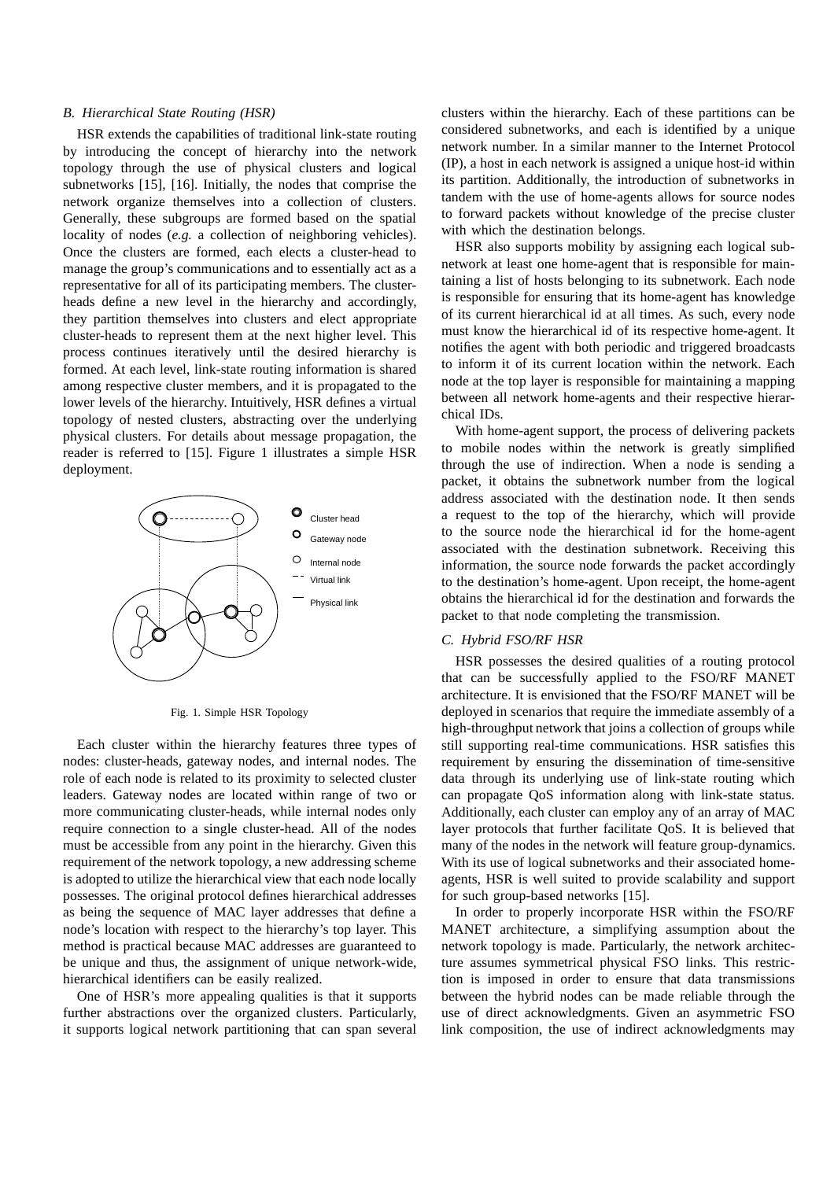### B. Hierarchical State Routing (HSR)

HSR extends the capabilities of traditional link-state routing by introducing the concept of hierarchy into the network topology through the use of physical clusters and logical subnetworks [15], [16]. Initially, the nodes that comprise the network organize themselves into a collection of clusters. Generally, these subgroups are formed based on the spatial locality of nodes (*e.g.* a collection of neighboring vehicles). Once the clusters are formed, each elects a cluster-head to manage the group's communications and to essentially act as a representative for all of its participating members. The cluster-heads define a new level in the hierarchy and accordingly, they partition themselves into clusters and elect appropriate cluster-heads to represent them at the next higher level. This process continues iteratively until the desired hierarchy is formed. At each level, link-state routing information is shared among respective cluster members, and it is propagated to the lower levels of the hierarchy. Intuitively, HSR defines a virtual topology of nested clusters, abstracting over the underlying physical clusters. For details about message propagation, the reader is referred to [15]. Figure 1 illustrates a simple HSR deployment.

Fig. 1. Simple HSR Topology

Each cluster within the hierarchy features three types of nodes: cluster-heads, gateway nodes, and internal nodes. The role of each node is related to its proximity to selected cluster leaders. Gateway nodes are located within range of two or more communicating cluster-heads, while internal nodes only require connection to a single cluster-head. All of the nodes must be accessible from any point in the hierarchy. Given this requirement of the network topology, a new addressing scheme is adopted to utilize the hierarchical view that each node locally possesses. The original protocol defines hierarchical addresses as being the sequence of MAC layer addresses that define a node's location with respect to the hierarchy's top layer. This method is practical because MAC addresses are guaranteed to be unique and thus, the assignment of unique network-wide, hierarchical identifiers can be easily realized.

One of HSR's more appealing qualities is that it supports further abstractions over the organized clusters. Particularly, it supports logical network partitioning that can span several clusters within the hierarchy. Each of these partitions can be considered subnetworks, and each is identified by a unique network number. In a similar manner to the Internet Protocol (IP), a host in each network is assigned a unique host-id within its partition. Additionally, the introduction of subnetworks in tandem with the use of home-agents allows for source nodes to forward packets without knowledge of the precise cluster with which the destination belongs.

HSR also supports mobility by assigning each logical subnetwork at least one home-agent that is responsible for maintaining a list of hosts belonging to its subnetwork. Each node is responsible for ensuring that its home-agent has knowledge of its current hierarchical id at all times. As such, every node must know the hierarchical id of its respective home-agent. It notifies the agent with both periodic and triggered broadcasts to inform it of its current location within the network. Each node at the top layer is responsible for maintaining a mapping between all network home-agents and their respective hierarchical IDs.

With home-agent support, the process of delivering packets to mobile nodes within the network is greatly simplified through the use of indirection. When a node is sending a packet, it obtains the subnetwork number from the logical address associated with the destination node. It then sends a request to the top of the hierarchy, which will provide to the source node the hierarchical id for the home-agent associated with the destination subnetwork. Receiving this information, the source node forwards the packet accordingly to the destination's home-agent. Upon receipt, the home-agent obtains the hierarchical id for the destination and forwards the packet to that node completing the transmission.

### C. Hybrid FSO/RF HSR

HSR possesses the desired qualities of a routing protocol that can be successfully applied to the FSO/RF MANET architecture. It is envisioned that the FSO/RF MANET will be deployed in scenarios that require the immediate assembly of a high-throughput network that joins a collection of groups while still supporting real-time communications. HSR satisfies this requirement by ensuring the dissemination of time-sensitive data through its underlying use of link-state routing which can propagate QoS information along with link-state status. Additionally, each cluster can employ any of an array of MAC layer protocols that further facilitate QoS. It is believed that many of the nodes in the network will feature group-dynamics. With its use of logical subnetworks and their associated home-agents, HSR is well suited to provide scalability and support for such group-based networks [15].

In order to properly incorporate HSR within the FSO/RF MANET architecture, a simplifying assumption about the network topology is made. Particularly, the network architecture assumes symmetrical physical FSO links. This restriction is imposed in order to ensure that data transmissions between the hybrid nodes can be made reliable through the use of direct acknowledgments. Given an asymmetric FSO link composition, the use of indirect acknowledgments may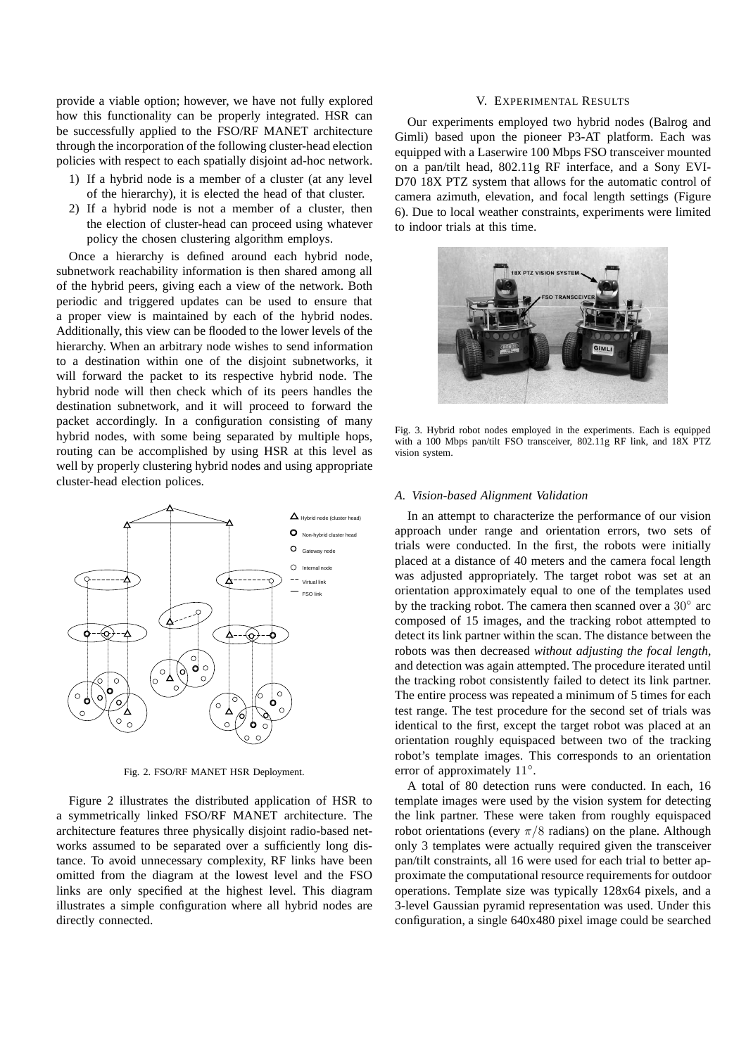provide a viable option; however, we have not fully explored how this functionality can be properly integrated. HSR can be successfully applied to the FSO/RF MANET architecture through the incorporation of the following cluster-head election policies with respect to each spatially disjoint ad-hoc network.

1) If a hybrid node is a member of a cluster (at any level of the hierarchy), it is elected the head of that cluster.
2) If a hybrid node is not a member of a cluster, then the election of cluster-head can proceed using whatever policy the chosen clustering algorithm employs.

Once a hierarchy is defined around each hybrid node, subnetwork reachability information is then shared among all of the hybrid peers, giving each a view of the network. Both periodic and triggered updates can be used to ensure that a proper view is maintained by each of the hybrid nodes. Additionally, this view can be flooded to the lower levels of the hierarchy. When an arbitrary node wishes to send information to a destination within one of the disjoint subnetworks, it will forward the packet to its respective hybrid node. The hybrid node will then check which of its peers handles the destination subnetwork, and it will proceed to forward the packet accordingly. In a configuration consisting of many hybrid nodes, with some being separated by multiple hops, routing can be accomplished by using HSR at this level as well by properly clustering hybrid nodes and using appropriate cluster-head election polices.

Fig. 2. FSO/RF MANET HSR Deployment.

Figure 2 illustrates the distributed application of HSR to a symmetrically linked FSO/RF MANET architecture. The architecture features three physically disjoint radio-based networks assumed to be separated over a sufficiently long distance. To avoid unnecessary complexity, RF links have been omitted from the diagram at the lowest level and the FSO links are only specified at the highest level. This diagram illustrates a simple configuration where all hybrid nodes are directly connected.

## V. Experimental Results

Our experiments employed two hybrid nodes (Balrog and Gimli) based upon the pioneer P3-AT platform. Each was equipped with a Laserwire 100 Mbps FSO transceiver mounted on a pan/tilt head, 802.11g RF interface, and a Sony EVI-D70 18X PTZ system that allows for the automatic control of camera azimuth, elevation, and focal length settings (Figure 6). Due to local weather constraints, experiments were limited to indoor trials at this time.

Fig. 3. Hybrid robot nodes employed in the experiments. Each is equipped with a 100 Mbps pan/tilt FSO transceiver, 802.11g RF link, and 18X PTZ vision system.

### A. Vision-based Alignment Validation

In an attempt to characterize the performance of our vision approach under range and orientation errors, two sets of trials were conducted. In the first, the robots were initially placed at a distance of 40 meters and the camera focal length was adjusted appropriately. The target robot was set at an orientation approximately equal to one of the templates used by the tracking robot. The camera then scanned over a $30^\circ$ arc composed of 15 images, and the tracking robot attempted to detect its link partner within the scan. The distance between the robots was then decreased *without adjusting the focal length*, and detection was again attempted. The procedure iterated until the tracking robot consistently failed to detect its link partner. The entire process was repeated a minimum of 5 times for each test range. The test procedure for the second set of trials was identical to the first, except the target robot was placed at an orientation roughly equispaced between two of the tracking robot's template images. This corresponds to an orientation error of approximately $11^\circ$.

A total of 80 detection runs were conducted. In each, 16 template images were used by the vision system for detecting the link partner. These were taken from roughly equispaced robot orientations (every $\pi/8$ radians) on the plane. Although only 3 templates were actually required given the transceiver pan/tilt constraints, all 16 were used for each trial to better approximate the computational resource requirements for outdoor operations. Template size was typically 128x64 pixels, and a 3-level Gaussian pyramid representation was used. Under this configuration, a single 640x480 pixel image could be searched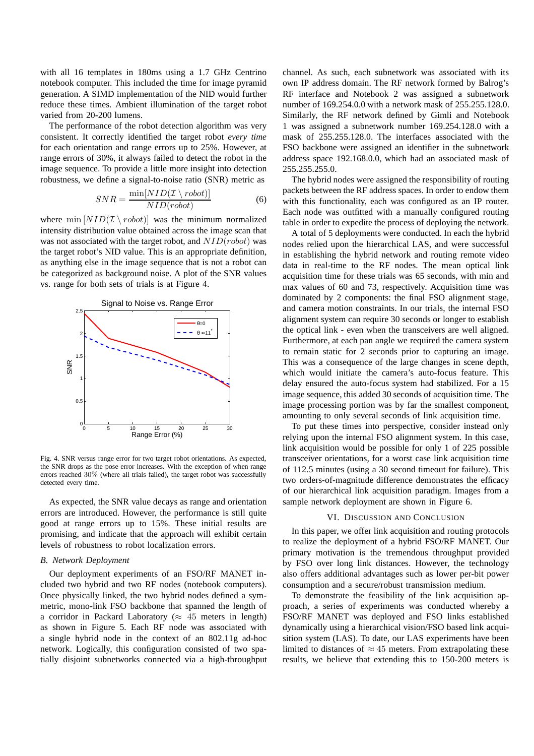with all 16 templates in 180ms using a 1.7 GHz Centrino notebook computer. This included the time for image pyramid generation. A SIMD implementation of the NID would further reduce these times. Ambient illumination of the target robot varied from 20-200 lumens.

The performance of the robot detection algorithm was very consistent. It correctly identified the target robot *every time* for each orientation and range errors up to 25%. However, at range errors of 30%, it always failed to detect the robot in the image sequence. To provide a little more insight into detection robustness, we define a signal-to-noise ratio (SNR) metric as

$$SNR = \frac{\min[NID(\mathcal{I} \setminus robot)]}{NID(robot)} \quad (6)$$

where $\min[NID(\mathcal{I} \setminus robot)]$ was the minimum normalized intensity distribution value obtained across the image scan that was not associated with the target robot, and $NID(robot)$ was the target robot's NID value. This is an appropriate definition, as anything else in the image sequence that is not a robot can be categorized as background noise. A plot of the SNR values vs. range for both sets of trials is at Figure 4.

Fig. 4. SNR versus range error for two target robot orientations. As expected, the SNR drops as the pose error increases. With the exception of when range errors reached 30% (where all trials failed), the target robot was successfully detected every time.

As expected, the SNR value decays as range and orientation errors are introduced. However, the performance is still quite good at range errors up to 15%. These initial results are promising, and indicate that the approach will exhibit certain levels of robustness to robot localization errors.

### *B. Network Deployment*

Our deployment experiments of an FSO/RF MANET included two hybrid and two RF nodes (notebook computers). Once physically linked, the two hybrid nodes defined a symmetric, mono-link FSO backbone that spanned the length of a corridor in Packard Laboratory ($\approx 45$ meters in length) as shown in Figure 5. Each RF node was associated with a single hybrid node in the context of an 802.11g ad-hoc network. Logically, this configuration consisted of two spatially disjoint subnetworks connected via a high-throughput channel. As such, each subnetwork was associated with its own IP address domain. The RF network formed by Balrog's RF interface and Notebook 2 was assigned a subnetwork number of 169.254.0.0 with a network mask of 255.255.128.0. Similarly, the RF network defined by Gimli and Notebook 1 was assigned a subnetwork number 169.254.128.0 with a mask of 255.255.128.0. The interfaces associated with the FSO backbone were assigned an identifier in the subnetwork address space 192.168.0.0, which had an associated mask of 255.255.255.0.

The hybrid nodes were assigned the responsibility of routing packets between the RF address spaces. In order to endow them with this functionality, each was configured as an IP router. Each node was outfitted with a manually configured routing table in order to expedite the process of deploying the network.

A total of 5 deployments were conducted. In each the hybrid nodes relied upon the hierarchical LAS, and were successful in establishing the hybrid network and routing remote video data in real-time to the RF nodes. The mean optical link acquisition time for these trials was 65 seconds, with min and max values of 60 and 73, respectively. Acquisition time was dominated by 2 components: the final FSO alignment stage, and camera motion constraints. In our trials, the internal FSO alignment system can require 30 seconds or longer to establish the optical link - even when the transceivers are well aligned. Furthermore, at each pan angle we required the camera system to remain static for 2 seconds prior to capturing an image. This was a consequence of the large changes in scene depth, which would initiate the camera's auto-focus feature. This delay ensured the auto-focus system had stabilized. For a 15 image sequence, this added 30 seconds of acquisition time. The image processing portion was by far the smallest component, amounting to only several seconds of link acquisition time.

To put these times into perspective, consider instead only relying upon the internal FSO alignment system. In this case, link acquisition would be possible for only 1 of 225 possible transceiver orientations, for a worst case link acquisition time of 112.5 minutes (using a 30 second timeout for failure). This two orders-of-magnitude difference demonstrates the efficacy of our hierarchical link acquisition paradigm. Images from a sample network deployment are shown in Figure 6.

## VI. Discussion and Conclusion

In this paper, we offer link acquisition and routing protocols to realize the deployment of a hybrid FSO/RF MANET. Our primary motivation is the tremendous throughput provided by FSO over long link distances. However, the technology also offers additional advantages such as lower per-bit power consumption and a secure/robust transmission medium.

To demonstrate the feasibility of the link acquisition approach, a series of experiments was conducted whereby a FSO/RF MANET was deployed and FSO links established dynamically using a hierarchical vision/FSO based link acquisition system (LAS). To date, our LAS experiments have been limited to distances of $\approx 45$ meters. From extrapolating these results, we believe that extending this to 150-200 meters is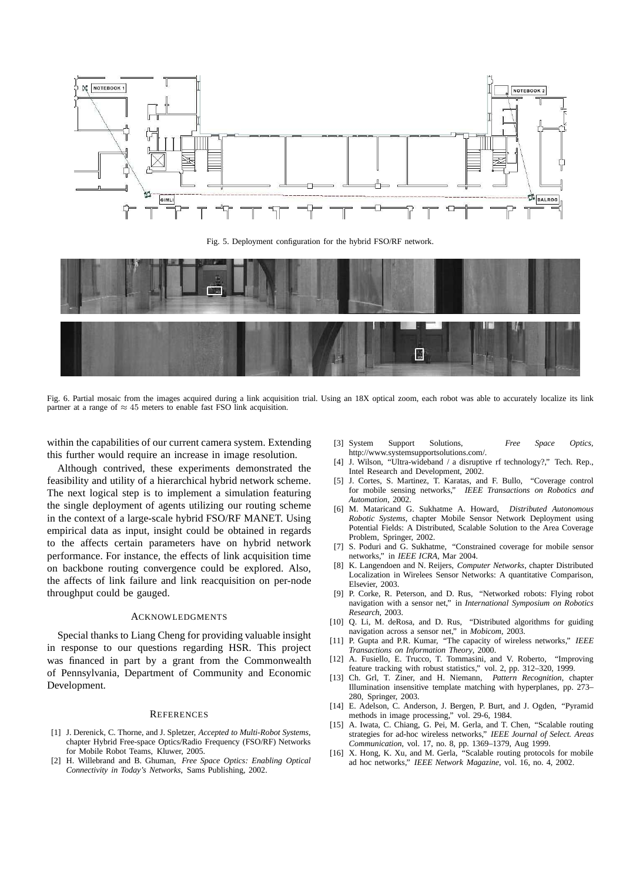NOTEBOOK 1

NOTEBOOK 2

GIMLI

BALROG

Fig. 5. Deployment configuration for the hybrid FSO/RF network.

Fig. 6. Partial mosaic from the images acquired during a link acquisition trial. Using an 18X optical zoom, each robot was able to accurately localize its link partner at a range of $\approx 45$ meters to enable fast FSO link acquisition.

within the capabilities of our current camera system. Extending this further would require an increase in image resolution.

Although contrived, these experiments demonstrated the feasibility and utility of a hierarchical hybrid network scheme. The next logical step is to implement a simulation featuring the single deployment of agents utilizing our routing scheme in the context of a large-scale hybrid FSO/RF MANET. Using empirical data as input, insight could be obtained in regards to the affects certain parameters have on hybrid network performance. For instance, the effects of link acquisition time on backbone routing convergence could be explored. Also, the affects of link failure and link reacquisition on per-node throughput could be gauged.

## Acknowledgments

Special thanks to Liang Cheng for providing valuable insight in response to our questions regarding HSR. This project was financed in part by a grant from the Commonwealth of Pennsylvania, Department of Community and Economic Development.

## References

[1] J. Derenick, C. Thorne, and J. Spletzer, *Accepted to Multi-Robot Systems*, chapter Hybrid Free-space Optics/Radio Frequency (FSO/RF) Networks for Mobile Robot Teams, Kluwer, 2005.

[2] H. Willebrand and B. Ghuman, *Free Space Optics: Enabling Optical Connectivity in Today's Networks*, Sams Publishing, 2002.

[3] System Support Solutions, *Free Space Optics*, http://www.systemsupportsolutions.com/.

[4] J. Wilson, "Ultra-wideband / a disruptive rf technology?," Tech. Rep., Intel Research and Development, 2002.

[5] J. Cortes, S. Martinez, T. Karatas, and F. Bullo, "Coverage control for mobile sensing networks," *IEEE Transactions on Robotics and Automation*, 2002.

[6] M. Mataricand G. Sukhatme A. Howard, *Distributed Autonomous Robotic Systems*, chapter Mobile Sensor Network Deployment using Potential Fields: A Distributed, Scalable Solution to the Area Coverage Problem, Springer, 2002.

[7] S. Poduri and G. Sukhatme, "Constrained coverage for mobile sensor networks," in *IEEE ICRA*, Mar 2004.

[8] K. Langendoen and N. Reijers, *Computer Networks*, chapter Distributed Localization in Wirelees Sensor Networks: A quantitative Comparison, Elsevier, 2003.

[9] P. Corke, R. Peterson, and D. Rus, "Networked robots: Flying robot navigation with a sensor net," in *International Symposium on Robotics Research*, 2003.

[10] Q. Li, M. deRosa, and D. Rus, "Distributed algorithms for guiding navigation across a sensor net," in *Mobicom*, 2003.

[11] P. Gupta and P.R. Kumar, "The capacity of wireless networks," *IEEE Transactions on Information Theory*, 2000.

[12] A. Fusiello, E. Trucco, T. Tommasini, and V. Roberto, "Improving feature tracking with robust statistics," vol. 2, pp. 312–320, 1999.

[13] Ch. Grl, T. Ziner, and H. Niemann, *Pattern Recognition*, chapter Illumination insensitive template matching with hyperplanes, pp. 273–280, Springer, 2003.

[14] E. Adelson, C. Anderson, J. Bergen, P. Burt, and J. Ogden, "Pyramid methods in image processing," vol. 29-6, 1984.

[15] A. Iwata, C. Chiang, G. Pei, M. Gerla, and T. Chen, "Scalable routing strategies for ad-hoc wireless networks," *IEEE Journal of Select. Areas Communication*, vol. 17, no. 8, pp. 1369–1379, Aug 1999.

[16] X. Hong, K. Xu, and M. Gerla, "Scalable routing protocols for mobile ad hoc networks," *IEEE Network Magazine*, vol. 16, no. 4, 2002.